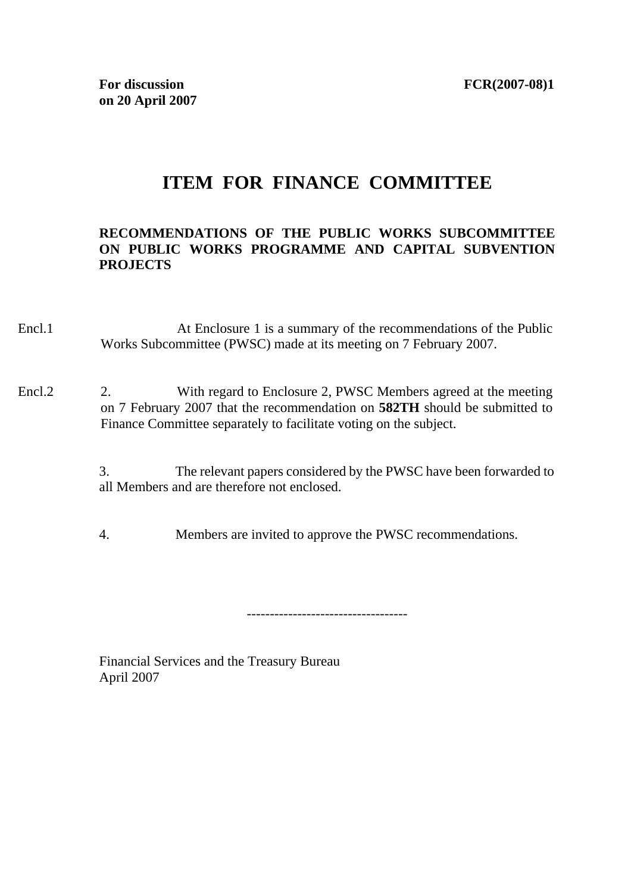**For discussion on 20 April 2007** **FCR(2007-08)1**

# ITEM FOR FINANCE COMMITTEE

**RECOMMENDATIONS OF THE PUBLIC WORKS SUBCOMMITTEE ON PUBLIC WORKS PROGRAMME AND CAPITAL SUBVENTION PROJECTS**

Encl.1

At Enclosure 1 is a summary of the recommendations of the Public Works Subcommittee (PWSC) made at its meeting on 7 February 2007.

Encl.2

2. With regard to Enclosure 2, PWSC Members agreed at the meeting on 7 February 2007 that the recommendation on **582TH** should be submitted to Finance Committee separately to facilitate voting on the subject.

3. The relevant papers considered by the PWSC have been forwarded to all Members and are therefore not enclosed.

4. Members are invited to approve the PWSC recommendations.

----------------------------------

Financial Services and the Treasury Bureau
April 2007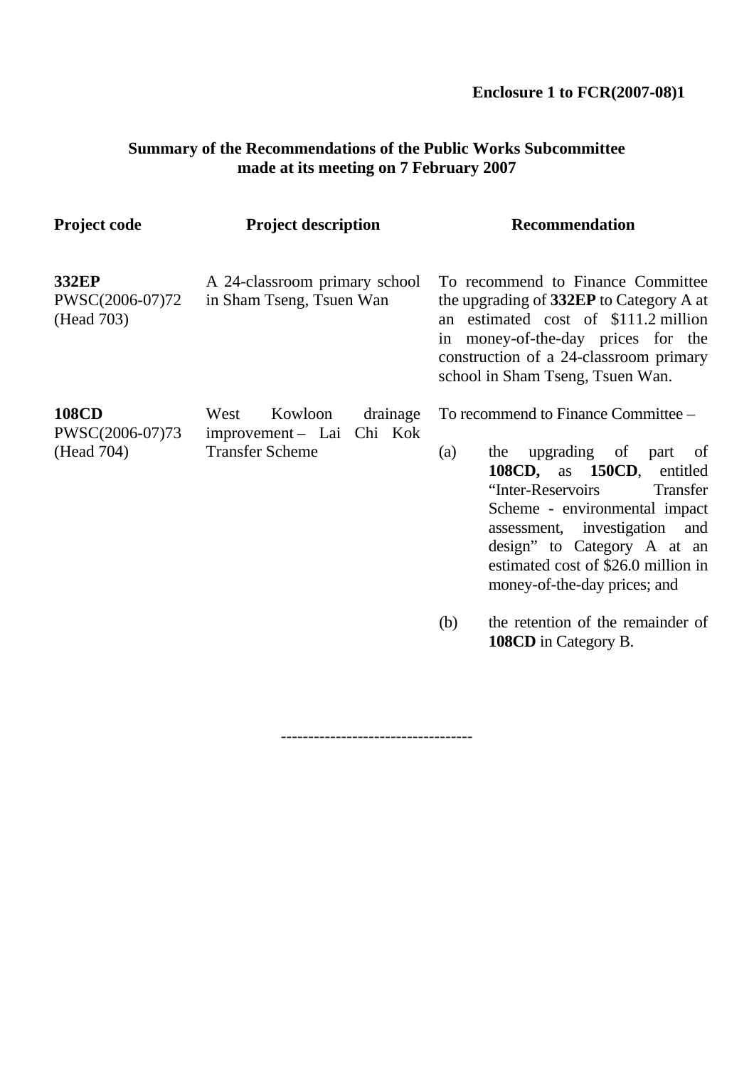**Enclosure 1 to FCR(2007-08)1**

## Summary of the Recommendations of the Public Works Subcommittee made at its meeting on 7 February 2007

| Project code | Project description | Recommendation |
|---|---|---|
| **332EP**<br>PWSC(2006-07)72<br>(Head 703) | A 24-classroom primary school in Sham Tseng, Tsuen Wan | To recommend to Finance Committee the upgrading of **332EP** to Category A at an estimated cost of $111.2 million in money-of-the-day prices for the construction of a 24-classroom primary school in Sham Tseng, Tsuen Wan. |
| **108CD**<br>PWSC(2006-07)73<br>(Head 704) | West Kowloon drainage improvement – Lai Chi Kok Transfer Scheme | To recommend to Finance Committee –<br>(a) the upgrading of part of **108CD,** as **150CD**, entitled "Inter-Reservoirs Transfer Scheme - environmental impact assessment, investigation and design" to Category A at an estimated cost of $26.0 million in money-of-the-day prices; and<br>(b) the retention of the remainder of **108CD** in Category B. |

----------------------------------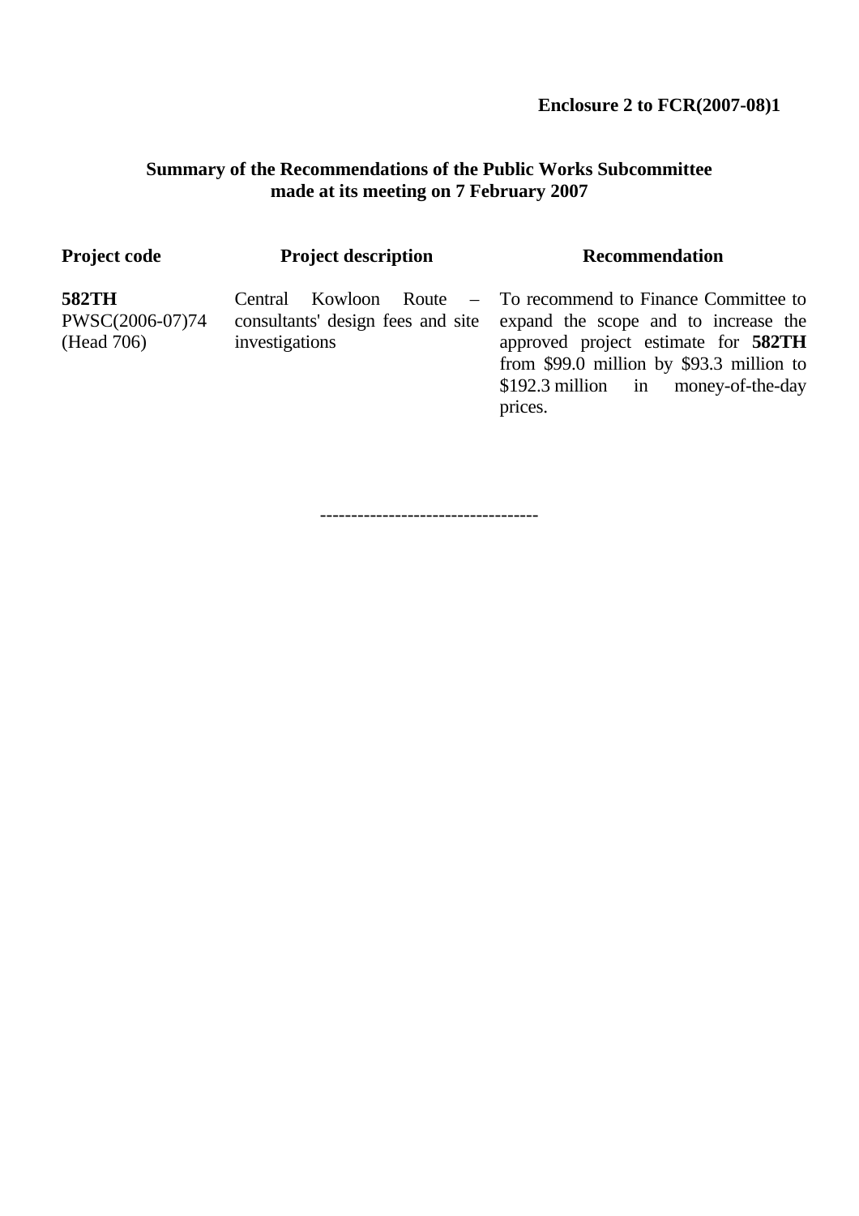**Enclosure 2 to FCR(2007-08)1**

**Summary of the Recommendations of the Public Works Subcommittee made at its meeting on 7 February 2007**

| Project code | Project description | Recommendation |
|---|---|---|
| **582TH**<br>PWSC(2006-07)74<br>(Head 706) | Central Kowloon Route – consultants' design fees and site investigations | To recommend to Finance Committee to expand the scope and to increase the approved project estimate for **582TH** from $99.0 million by $93.3 million to $192.3 million in money-of-the-day prices. |

-----------------------------------